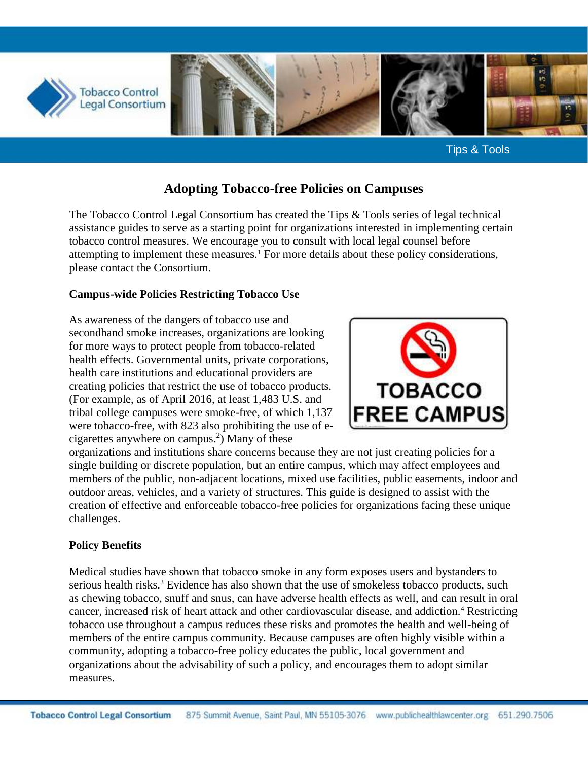Tips & Tools

# Adopting Tobacco-free Policies on Campuses

The Tobacco Control Legal Consortium has created the Tips & Tools series of legal technical assistance guides to serve as a starting point for organizations interested in implementing certain tobacco control measures. We encourage you to consult with local legal counsel before attempting to implement these measures.[1] For more details about these policy considerations, please contact the Consortium.

**Campus-wide Policies Restricting Tobacco Use**

As awareness of the dangers of tobacco use and secondhand smoke increases, organizations are looking for more ways to protect people from tobacco-related health effects. Governmental units, private corporations, health care institutions and educational providers are creating policies that restrict the use of tobacco products. (For example, as of April 2016, at least 1,483 U.S. and tribal college campuses were smoke-free, of which 1,137 were tobacco-free, with 823 also prohibiting the use of e-cigarettes anywhere on campus.[2]) Many of these organizations and institutions share concerns because they are not just creating policies for a single building or discrete population, but an entire campus, which may affect employees and members of the public, non-adjacent locations, mixed use facilities, public easements, indoor and outdoor areas, vehicles, and a variety of structures. This guide is designed to assist with the creation of effective and enforceable tobacco-free policies for organizations facing these unique challenges.

**Policy Benefits**

Medical studies have shown that tobacco smoke in any form exposes users and bystanders to serious health risks.[3] Evidence has also shown that the use of smokeless tobacco products, such as chewing tobacco, snuff and snus, can have adverse health effects as well, and can result in oral cancer, increased risk of heart attack and other cardiovascular disease, and addiction.[4] Restricting tobacco use throughout a campus reduces these risks and promotes the health and well-being of members of the entire campus community. Because campuses are often highly visible within a community, adopting a tobacco-free policy educates the public, local government and organizations about the advisability of such a policy, and encourages them to adopt similar measures.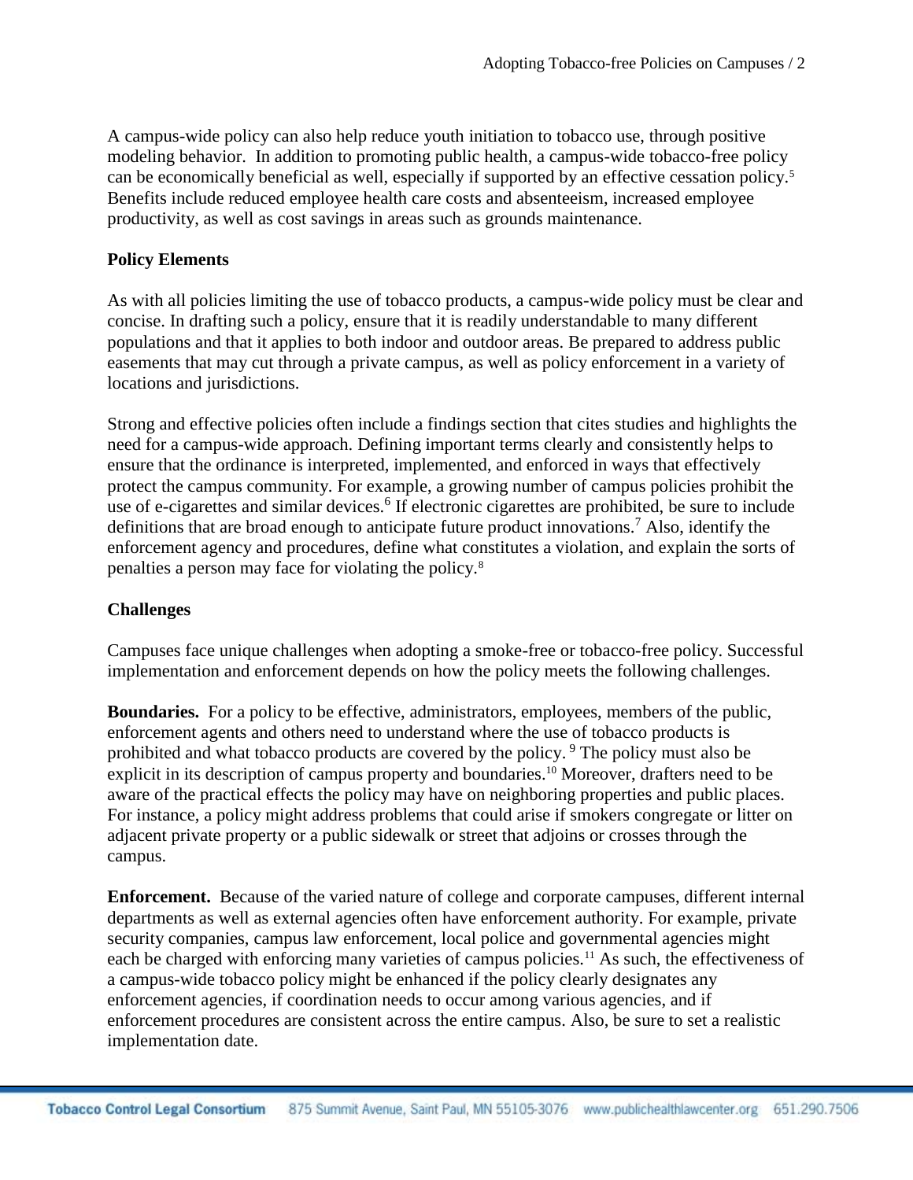A campus-wide policy can also help reduce youth initiation to tobacco use, through positive modeling behavior. In addition to promoting public health, a campus-wide tobacco-free policy can be economically beneficial as well, especially if supported by an effective cessation policy.[5] Benefits include reduced employee health care costs and absenteeism, increased employee productivity, as well as cost savings in areas such as grounds maintenance.

**Policy Elements**

As with all policies limiting the use of tobacco products, a campus-wide policy must be clear and concise. In drafting such a policy, ensure that it is readily understandable to many different populations and that it applies to both indoor and outdoor areas. Be prepared to address public easements that may cut through a private campus, as well as policy enforcement in a variety of locations and jurisdictions.

Strong and effective policies often include a findings section that cites studies and highlights the need for a campus-wide approach. Defining important terms clearly and consistently helps to ensure that the ordinance is interpreted, implemented, and enforced in ways that effectively protect the campus community. For example, a growing number of campus policies prohibit the use of e-cigarettes and similar devices.[6] If electronic cigarettes are prohibited, be sure to include definitions that are broad enough to anticipate future product innovations.[7] Also, identify the enforcement agency and procedures, define what constitutes a violation, and explain the sorts of penalties a person may face for violating the policy.[8]

**Challenges**

Campuses face unique challenges when adopting a smoke-free or tobacco-free policy. Successful implementation and enforcement depends on how the policy meets the following challenges.

**Boundaries.** For a policy to be effective, administrators, employees, members of the public, enforcement agents and others need to understand where the use of tobacco products is prohibited and what tobacco products are covered by the policy.[9] The policy must also be explicit in its description of campus property and boundaries.[10] Moreover, drafters need to be aware of the practical effects the policy may have on neighboring properties and public places. For instance, a policy might address problems that could arise if smokers congregate or litter on adjacent private property or a public sidewalk or street that adjoins or crosses through the campus.

**Enforcement.** Because of the varied nature of college and corporate campuses, different internal departments as well as external agencies often have enforcement authority. For example, private security companies, campus law enforcement, local police and governmental agencies might each be charged with enforcing many varieties of campus policies.[11] As such, the effectiveness of a campus-wide tobacco policy might be enhanced if the policy clearly designates any enforcement agencies, if coordination needs to occur among various agencies, and if enforcement procedures are consistent across the entire campus. Also, be sure to set a realistic implementation date.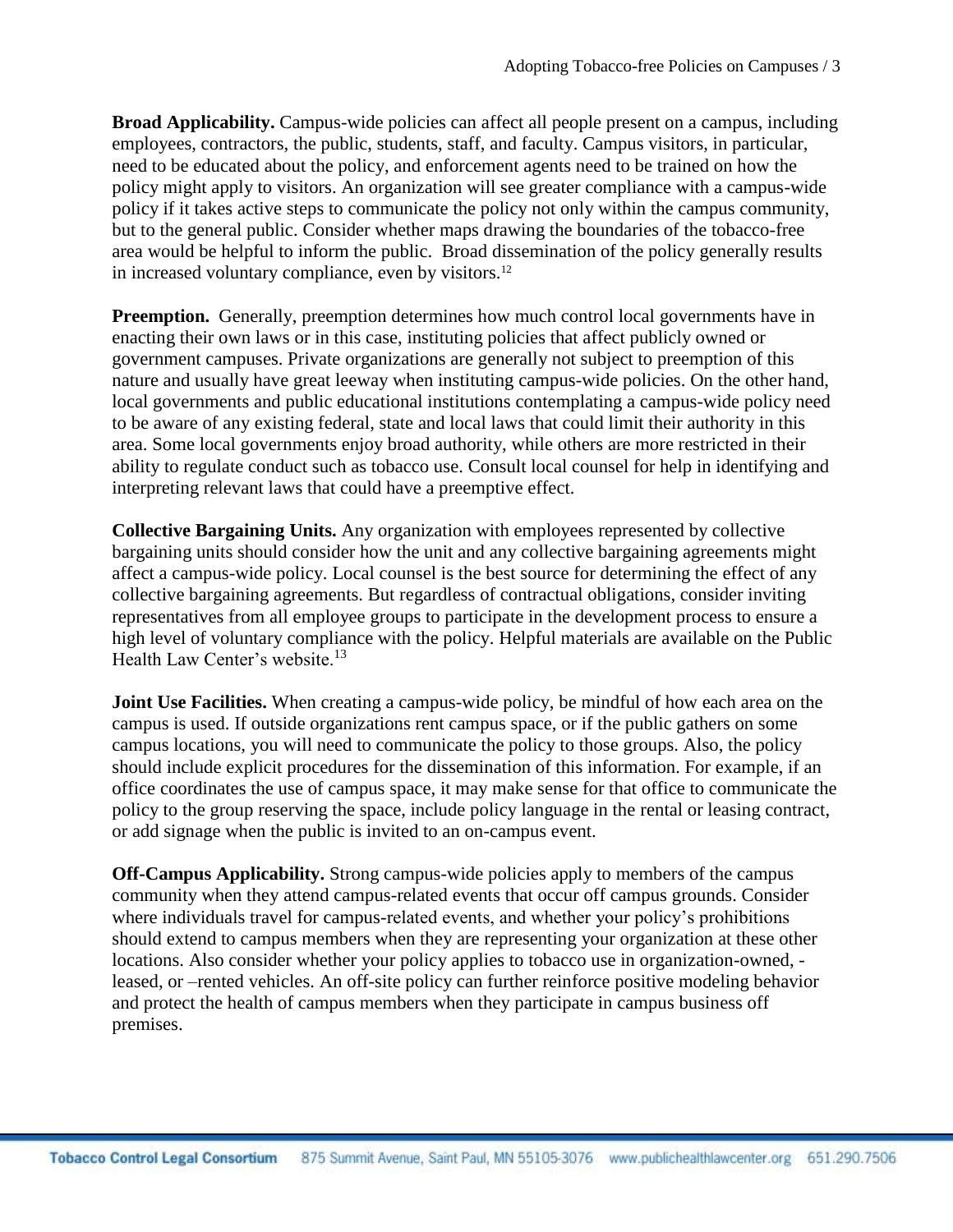**Broad Applicability.** Campus-wide policies can affect all people present on a campus, including employees, contractors, the public, students, staff, and faculty. Campus visitors, in particular, need to be educated about the policy, and enforcement agents need to be trained on how the policy might apply to visitors. An organization will see greater compliance with a campus-wide policy if it takes active steps to communicate the policy not only within the campus community, but to the general public. Consider whether maps drawing the boundaries of the tobacco-free area would be helpful to inform the public. Broad dissemination of the policy generally results in increased voluntary compliance, even by visitors.[12]

**Preemption.** Generally, preemption determines how much control local governments have in enacting their own laws or in this case, instituting policies that affect publicly owned or government campuses. Private organizations are generally not subject to preemption of this nature and usually have great leeway when instituting campus-wide policies. On the other hand, local governments and public educational institutions contemplating a campus-wide policy need to be aware of any existing federal, state and local laws that could limit their authority in this area. Some local governments enjoy broad authority, while others are more restricted in their ability to regulate conduct such as tobacco use. Consult local counsel for help in identifying and interpreting relevant laws that could have a preemptive effect.

**Collective Bargaining Units.** Any organization with employees represented by collective bargaining units should consider how the unit and any collective bargaining agreements might affect a campus-wide policy. Local counsel is the best source for determining the effect of any collective bargaining agreements. But regardless of contractual obligations, consider inviting representatives from all employee groups to participate in the development process to ensure a high level of voluntary compliance with the policy. Helpful materials are available on the Public Health Law Center's website.[13]

**Joint Use Facilities.** When creating a campus-wide policy, be mindful of how each area on the campus is used. If outside organizations rent campus space, or if the public gathers on some campus locations, you will need to communicate the policy to those groups. Also, the policy should include explicit procedures for the dissemination of this information. For example, if an office coordinates the use of campus space, it may make sense for that office to communicate the policy to the group reserving the space, include policy language in the rental or leasing contract, or add signage when the public is invited to an on-campus event.

**Off-Campus Applicability.** Strong campus-wide policies apply to members of the campus community when they attend campus-related events that occur off campus grounds. Consider where individuals travel for campus-related events, and whether your policy's prohibitions should extend to campus members when they are representing your organization at these other locations. Also consider whether your policy applies to tobacco use in organization-owned, -leased, or –rented vehicles. An off-site policy can further reinforce positive modeling behavior and protect the health of campus members when they participate in campus business off premises.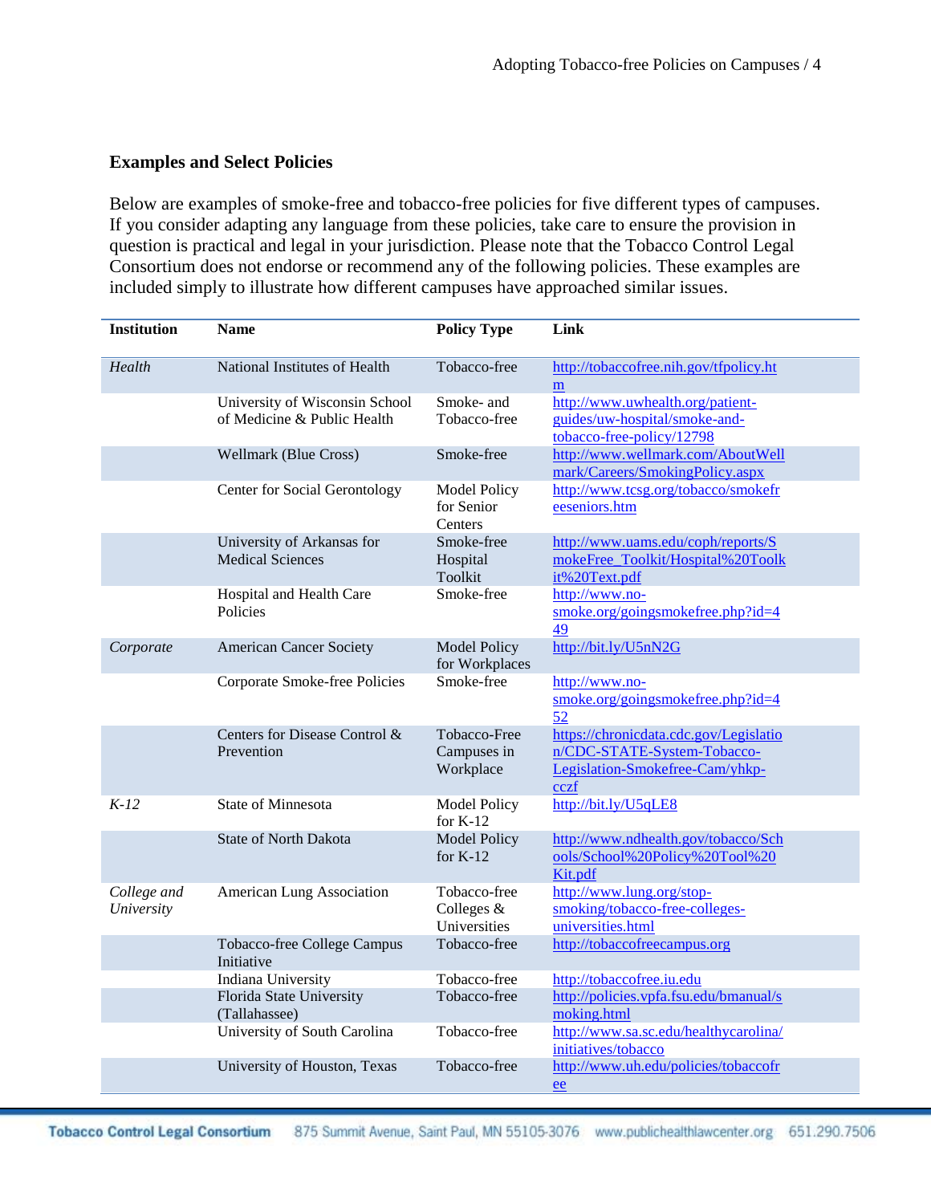### Examples and Select Policies

Below are examples of smoke-free and tobacco-free policies for five different types of campuses. If you consider adapting any language from these policies, take care to ensure the provision in question is practical and legal in your jurisdiction. Please note that the Tobacco Control Legal Consortium does not endorse or recommend any of the following policies. These examples are included simply to illustrate how different campuses have approached similar issues.

| Institution | Name | Policy Type | Link |
|---|---|---|---|
| *Health* | National Institutes of Health | Tobacco-free | http://tobaccofree.nih.gov/tfpolicy.htm |
| | University of Wisconsin School of Medicine & Public Health | Smoke- and Tobacco-free | http://www.uwhealth.org/patient-guides/uw-hospital/smoke-and-tobacco-free-policy/12798 |
| | Wellmark (Blue Cross) | Smoke-free | http://www.wellmark.com/AboutWellmark/Careers/SmokingPolicy.aspx |
| | Center for Social Gerontology | Model Policy for Senior Centers | http://www.tcsg.org/tobacco/smokefreeseniors.htm |
| | University of Arkansas for Medical Sciences | Smoke-free Hospital Toolkit | http://www.uams.edu/coph/reports/SmokeFree_Toolkit/Hospital%20Toolkit%20Text.pdf |
| | Hospital and Health Care Policies | Smoke-free | http://www.no-smoke.org/goingsmokefree.php?id=449 |
| *Corporate* | American Cancer Society | Model Policy for Workplaces | http://bit.ly/U5nN2G |
| | Corporate Smoke-free Policies | Smoke-free | http://www.no-smoke.org/goingsmokefree.php?id=452 |
| | Centers for Disease Control & Prevention | Tobacco-Free Campuses in Workplace | https://chronicdata.cdc.gov/Legislation/CDC-STATE-System-Tobacco-Legislation-Smokefree-Cam/yhkp-cczf |
| *K-12* | State of Minnesota | Model Policy for K-12 | http://bit.ly/U5qLE8 |
| | State of North Dakota | Model Policy for K-12 | http://www.ndhealth.gov/tobacco/Schools/School%20Policy%20Tool%20Kit.pdf |
| *College and University* | American Lung Association | Tobacco-free Colleges & Universities | http://www.lung.org/stop-smoking/tobacco-free-colleges-universities.html |
| | Tobacco-free College Campus Initiative | Tobacco-free | http://tobaccofreecampus.org |
| | Indiana University | Tobacco-free | http://tobaccofree.iu.edu |
| | Florida State University (Tallahassee) | Tobacco-free | http://policies.vpfa.fsu.edu/bmanual/smoking.html |
| | University of South Carolina | Tobacco-free | http://www.sa.sc.edu/healthycarolina/initiatives/tobacco |
| | University of Houston, Texas | Tobacco-free | http://www.uh.edu/policies/tobaccofree |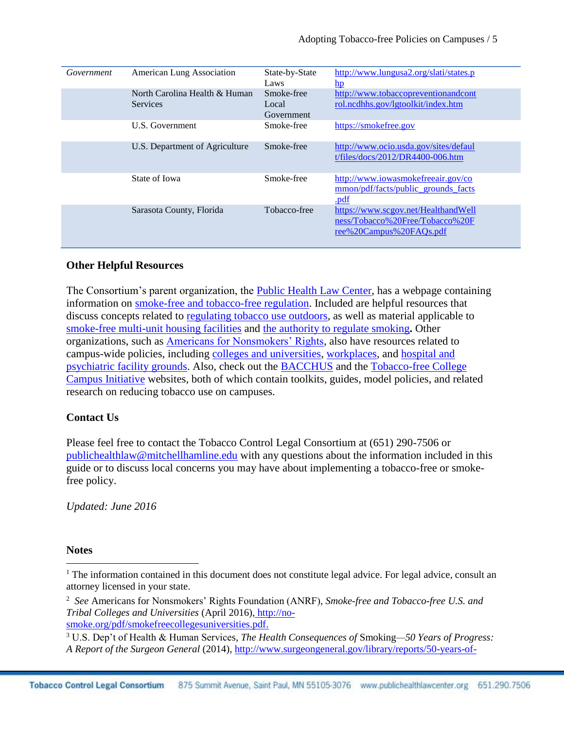| | | | |
|---|---|---|---|
| *Government* | American Lung Association | State-by-State Laws | http://www.lungusa2.org/slati/states.php |
| | North Carolina Health & Human Services | Smoke-free Local Government | http://www.tobaccopreventionandcontrol.ncdhhs.gov/lgtoolkit/index.htm |
| | U.S. Government | Smoke-free | https://smokefree.gov |
| | U.S. Department of Agriculture | Smoke-free | http://www.ocio.usda.gov/sites/default/files/docs/2012/DR4400-006.htm |
| | State of Iowa | Smoke-free | http://www.iowasmokefreeair.gov/common/pdf/facts/public_grounds_facts.pdf |
| | Sarasota County, Florida | Tobacco-free | https://www.scgov.net/HealthandWellness/Tobacco%20Free/Tobacco%20Free%20Campus%20FAQs.pdf |

**Other Helpful Resources**

The Consortium's parent organization, the Public Health Law Center, has a webpage containing information on smoke-free and tobacco-free regulation. Included are helpful resources that discuss concepts related to regulating tobacco use outdoors, as well as material applicable to smoke-free multi-unit housing facilities and the authority to regulate smoking**.** Other organizations, such as Americans for Nonsmokers' Rights, also have resources related to campus-wide policies, including colleges and universities, workplaces, and hospital and psychiatric facility grounds. Also, check out the BACCHUS and the Tobacco-free College Campus Initiative websites, both of which contain toolkits, guides, model policies, and related research on reducing tobacco use on campuses.

**Contact Us**

Please feel free to contact the Tobacco Control Legal Consortium at (651) 290-7506 or publichealthlaw@mitchellhamline.edu with any questions about the information included in this guide or to discuss local concerns you may have about implementing a tobacco-free or smoke-free policy.

*Updated: June 2016*

**Notes**

[1] The information contained in this document does not constitute legal advice. For legal advice, consult an attorney licensed in your state.

[2] *See* Americans for Nonsmokers' Rights Foundation (ANRF), *Smoke-free and Tobacco-free U.S. and Tribal Colleges and Universities* (April 2016), http://no-smoke.org/pdf/smokefreecollegesuniversities.pdf.

[3] U.S. Dep't of Health & Human Services, *The Health Consequences of* Smoking*—50 Years of Progress: A Report of the Surgeon General* (2014), http://www.surgeongeneral.gov/library/reports/50-years-of-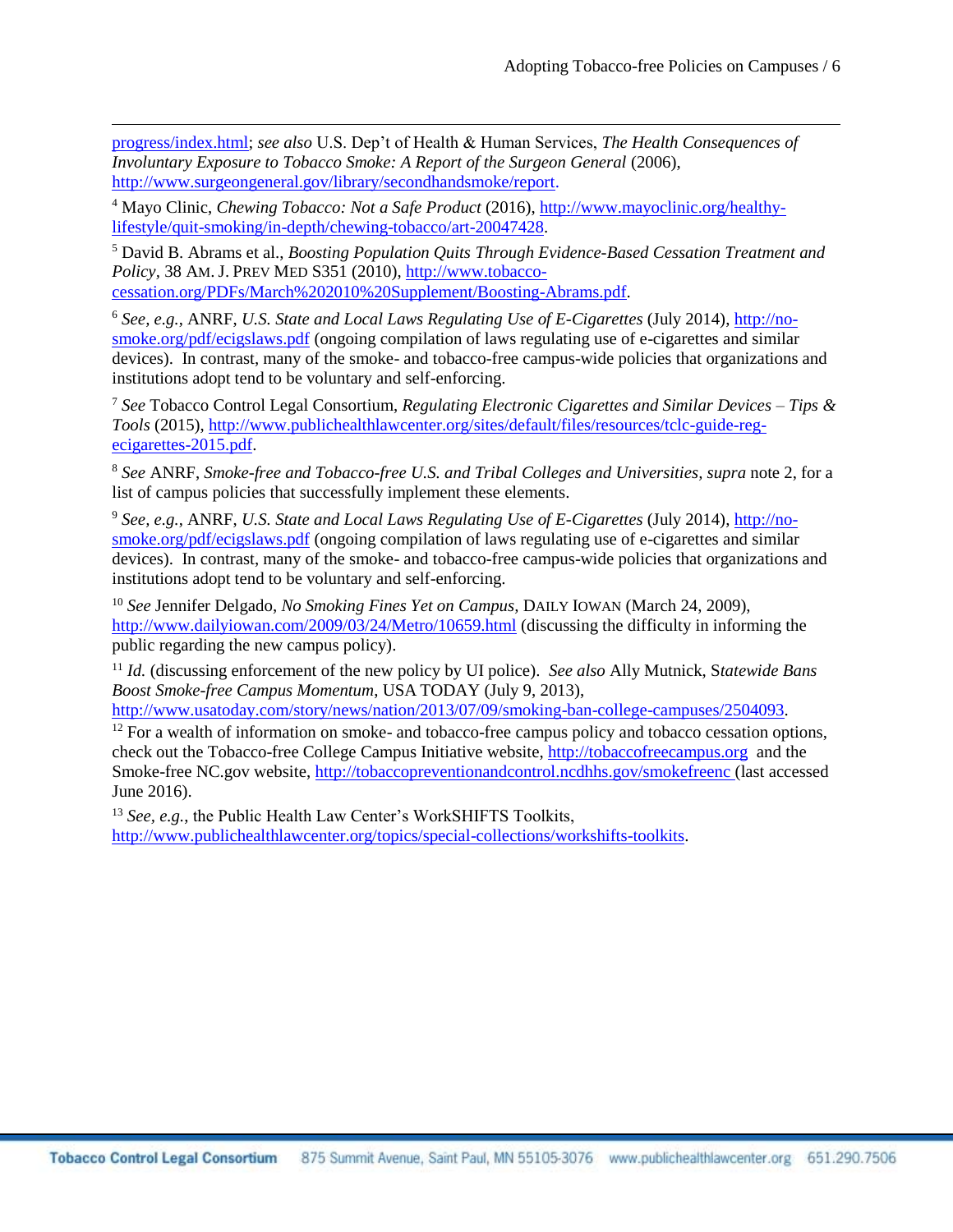progress/index.html; *see also* U.S. Dep't of Health & Human Services, *The Health Consequences of Involuntary Exposure to Tobacco Smoke: A Report of the Surgeon General* (2006), http://www.surgeongeneral.gov/library/secondhandsmoke/report.

[4] Mayo Clinic, *Chewing Tobacco: Not a Safe Product* (2016), http://www.mayoclinic.org/healthy-lifestyle/quit-smoking/in-depth/chewing-tobacco/art-20047428.

[5] David B. Abrams et al., *Boosting Population Quits Through Evidence-Based Cessation Treatment and Policy*, 38 AM. J. PREV MED S351 (2010), http://www.tobacco-cessation.org/PDFs/March%202010%20Supplement/Boosting-Abrams.pdf.

[6] *See, e.g.*, ANRF, *U.S. State and Local Laws Regulating Use of E-Cigarettes* (July 2014), http://no-smoke.org/pdf/ecigslaws.pdf (ongoing compilation of laws regulating use of e-cigarettes and similar devices). In contrast, many of the smoke- and tobacco-free campus-wide policies that organizations and institutions adopt tend to be voluntary and self-enforcing.

[7] *See* Tobacco Control Legal Consortium, *Regulating Electronic Cigarettes and Similar Devices – Tips & Tools* (2015), http://www.publichealthlawcenter.org/sites/default/files/resources/tclc-guide-reg-ecigarettes-2015.pdf.

[8] *See* ANRF, *Smoke-free and Tobacco-free U.S. and Tribal Colleges and Universities*, *supra* note 2, for a list of campus policies that successfully implement these elements.

[9] *See, e.g.*, ANRF, *U.S. State and Local Laws Regulating Use of E-Cigarettes* (July 2014), http://no-smoke.org/pdf/ecigslaws.pdf (ongoing compilation of laws regulating use of e-cigarettes and similar devices). In contrast, many of the smoke- and tobacco-free campus-wide policies that organizations and institutions adopt tend to be voluntary and self-enforcing.

[10] *See* Jennifer Delgado, *No Smoking Fines Yet on Campus*, DAILY IOWAN (March 24, 2009), http://www.dailyiowan.com/2009/03/24/Metro/10659.html (discussing the difficulty in informing the public regarding the new campus policy).

[11] *Id.* (discussing enforcement of the new policy by UI police). *See also* Ally Mutnick, S*tatewide Bans Boost Smoke-free Campus Momentum*, USA TODAY (July 9, 2013), http://www.usatoday.com/story/news/nation/2013/07/09/smoking-ban-college-campuses/2504093.

[12] For a wealth of information on smoke- and tobacco-free campus policy and tobacco cessation options, check out the Tobacco-free College Campus Initiative website, http://tobaccofreecampus.org and the Smoke-free NC.gov website, http://tobaccopreventionandcontrol.ncdhhs.gov/smokefreenc (last accessed June 2016).

[13] *See, e.g.*, the Public Health Law Center's WorkSHIFTS Toolkits, http://www.publichealthlawcenter.org/topics/special-collections/workshifts-toolkits.